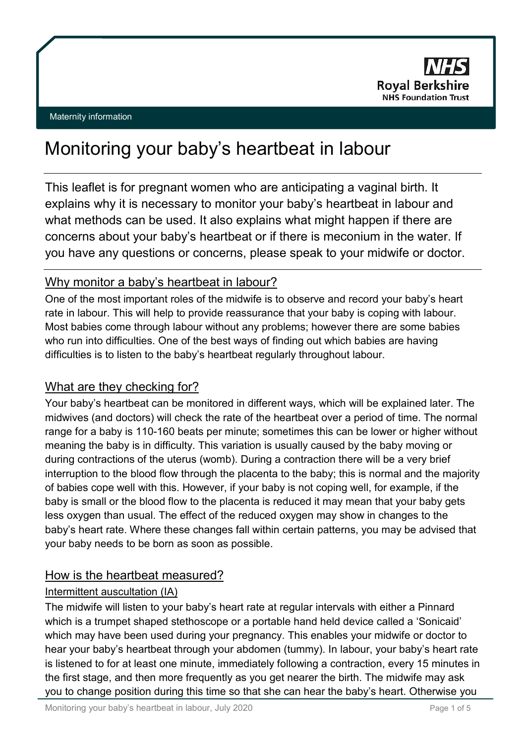Maternity information

# Monitoring your baby's heartbeat in labour

This leaflet is for pregnant women who are anticipating a vaginal birth. It explains why it is necessary to monitor your baby's heartbeat in labour and what methods can be used. It also explains what might happen if there are concerns about your baby's heartbeat or if there is meconium in the water. If you have any questions or concerns, please speak to your midwife or doctor.

## Why monitor a baby's heartbeat in labour?

One of the most important roles of the midwife is to observe and record your baby's heart rate in labour. This will help to provide reassurance that your baby is coping with labour. Most babies come through labour without any problems; however there are some babies who run into difficulties. One of the best ways of finding out which babies are having difficulties is to listen to the baby's heartbeat regularly throughout labour.

## What are they checking for?

Your baby's heartbeat can be monitored in different ways, which will be explained later. The midwives (and doctors) will check the rate of the heartbeat over a period of time. The normal range for a baby is 110-160 beats per minute; sometimes this can be lower or higher without meaning the baby is in difficulty. This variation is usually caused by the baby moving or during contractions of the uterus (womb). During a contraction there will be a very brief interruption to the blood flow through the placenta to the baby; this is normal and the majority of babies cope well with this. However, if your baby is not coping well, for example, if the baby is small or the blood flow to the placenta is reduced it may mean that your baby gets less oxygen than usual. The effect of the reduced oxygen may show in changes to the baby's heart rate. Where these changes fall within certain patterns, you may be advised that your baby needs to be born as soon as possible.

## How is the heartbeat measured?

### Intermittent auscultation (IA)

The midwife will listen to your baby's heart rate at regular intervals with either a Pinnard which is a trumpet shaped stethoscope or a portable hand held device called a 'Sonicaid' which may have been used during your pregnancy. This enables your midwife or doctor to hear your baby's heartbeat through your abdomen (tummy). In labour, your baby's heart rate is listened to for at least one minute, immediately following a contraction, every 15 minutes in the first stage, and then more frequently as you get nearer the birth. The midwife may ask you to change position during this time so that she can hear the baby's heart. Otherwise you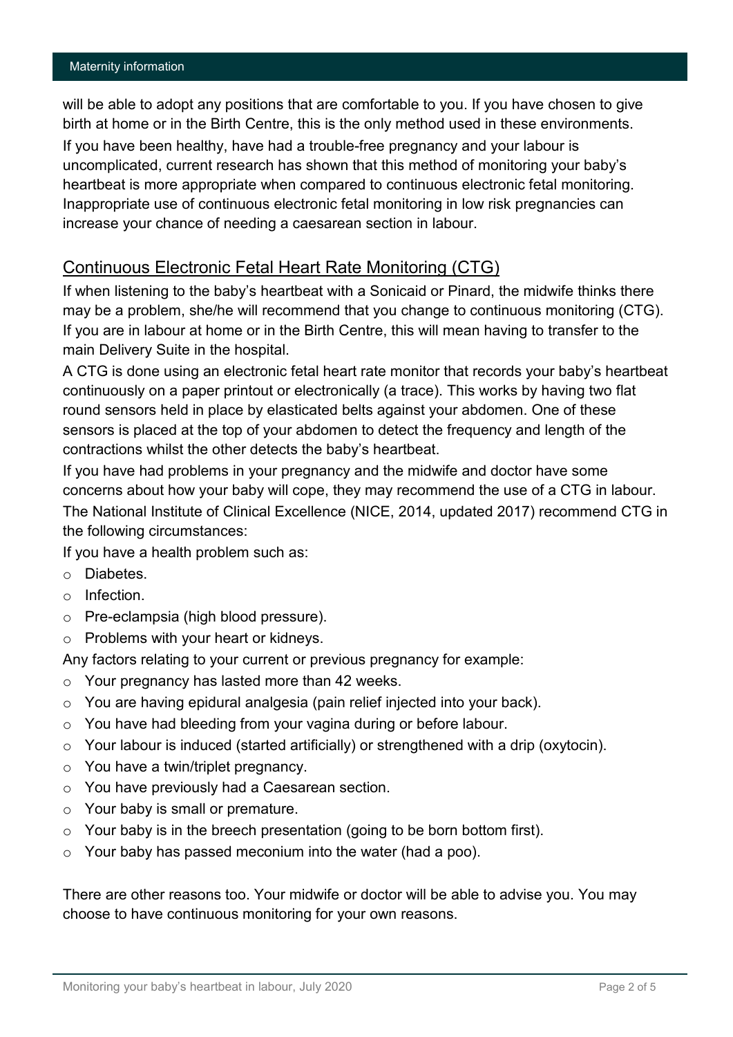will be able to adopt any positions that are comfortable to you. If you have chosen to give birth at home or in the Birth Centre, this is the only method used in these environments.

If you have been healthy, have had a trouble-free pregnancy and your labour is uncomplicated, current research has shown that this method of monitoring your baby's heartbeat is more appropriate when compared to continuous electronic fetal monitoring. Inappropriate use of continuous electronic fetal monitoring in low risk pregnancies can increase your chance of needing a caesarean section in labour.

## Continuous Electronic Fetal Heart Rate Monitoring (CTG)

If when listening to the baby's heartbeat with a Sonicaid or Pinard, the midwife thinks there may be a problem, she/he will recommend that you change to continuous monitoring (CTG). If you are in labour at home or in the Birth Centre, this will mean having to transfer to the main Delivery Suite in the hospital.

A CTG is done using an electronic fetal heart rate monitor that records your baby's heartbeat continuously on a paper printout or electronically (a trace). This works by having two flat round sensors held in place by elasticated belts against your abdomen. One of these sensors is placed at the top of your abdomen to detect the frequency and length of the contractions whilst the other detects the baby's heartbeat.

If you have had problems in your pregnancy and the midwife and doctor have some concerns about how your baby will cope, they may recommend the use of a CTG in labour.

The National Institute of Clinical Excellence (NICE, 2014, updated 2017) recommend CTG in the following circumstances:

If you have a health problem such as:

- Diabetes.
- Infection.
- Pre-eclampsia (high blood pressure).
- Problems with your heart or kidneys.

Any factors relating to your current or previous pregnancy for example:

- Your pregnancy has lasted more than 42 weeks.
- You are having epidural analgesia (pain relief injected into your back).
- You have had bleeding from your vagina during or before labour.
- Your labour is induced (started artificially) or strengthened with a drip (oxytocin).
- You have a twin/triplet pregnancy.
- You have previously had a Caesarean section.
- Your baby is small or premature.
- Your baby is in the breech presentation (going to be born bottom first).
- Your baby has passed meconium into the water (had a poo).

There are other reasons too. Your midwife or doctor will be able to advise you. You may choose to have continuous monitoring for your own reasons.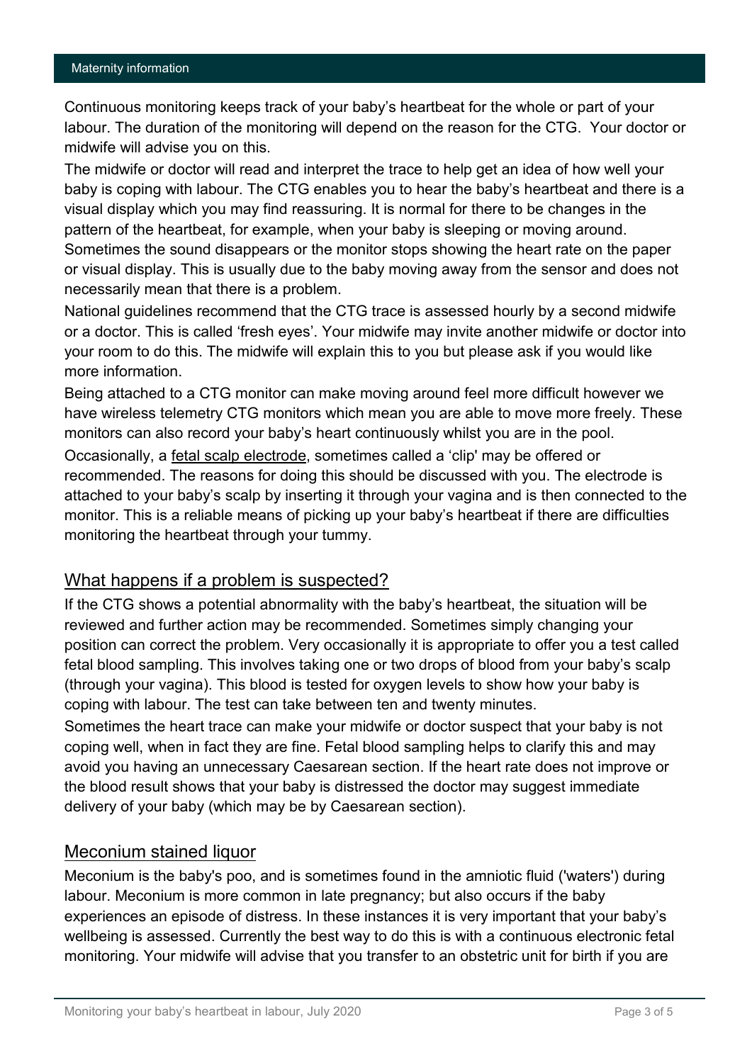Continuous monitoring keeps track of your baby's heartbeat for the whole or part of your labour. The duration of the monitoring will depend on the reason for the CTG. Your doctor or midwife will advise you on this.

The midwife or doctor will read and interpret the trace to help get an idea of how well your baby is coping with labour. The CTG enables you to hear the baby's heartbeat and there is a visual display which you may find reassuring. It is normal for there to be changes in the pattern of the heartbeat, for example, when your baby is sleeping or moving around. Sometimes the sound disappears or the monitor stops showing the heart rate on the paper or visual display. This is usually due to the baby moving away from the sensor and does not necessarily mean that there is a problem.

National guidelines recommend that the CTG trace is assessed hourly by a second midwife or a doctor. This is called 'fresh eyes'. Your midwife may invite another midwife or doctor into your room to do this. The midwife will explain this to you but please ask if you would like more information.

Being attached to a CTG monitor can make moving around feel more difficult however we have wireless telemetry CTG monitors which mean you are able to move more freely. These monitors can also record your baby's heart continuously whilst you are in the pool.

Occasionally, a fetal scalp electrode, sometimes called a 'clip' may be offered or recommended. The reasons for doing this should be discussed with you. The electrode is attached to your baby's scalp by inserting it through your vagina and is then connected to the monitor. This is a reliable means of picking up your baby's heartbeat if there are difficulties monitoring the heartbeat through your tummy.

## What happens if a problem is suspected?

If the CTG shows a potential abnormality with the baby's heartbeat, the situation will be reviewed and further action may be recommended. Sometimes simply changing your position can correct the problem. Very occasionally it is appropriate to offer you a test called fetal blood sampling. This involves taking one or two drops of blood from your baby's scalp (through your vagina). This blood is tested for oxygen levels to show how your baby is coping with labour. The test can take between ten and twenty minutes.

Sometimes the heart trace can make your midwife or doctor suspect that your baby is not coping well, when in fact they are fine. Fetal blood sampling helps to clarify this and may avoid you having an unnecessary Caesarean section. If the heart rate does not improve or the blood result shows that your baby is distressed the doctor may suggest immediate delivery of your baby (which may be by Caesarean section).

## Meconium stained liquor

Meconium is the baby's poo, and is sometimes found in the amniotic fluid ('waters') during labour. Meconium is more common in late pregnancy; but also occurs if the baby experiences an episode of distress. In these instances it is very important that your baby's wellbeing is assessed. Currently the best way to do this is with a continuous electronic fetal monitoring. Your midwife will advise that you transfer to an obstetric unit for birth if you are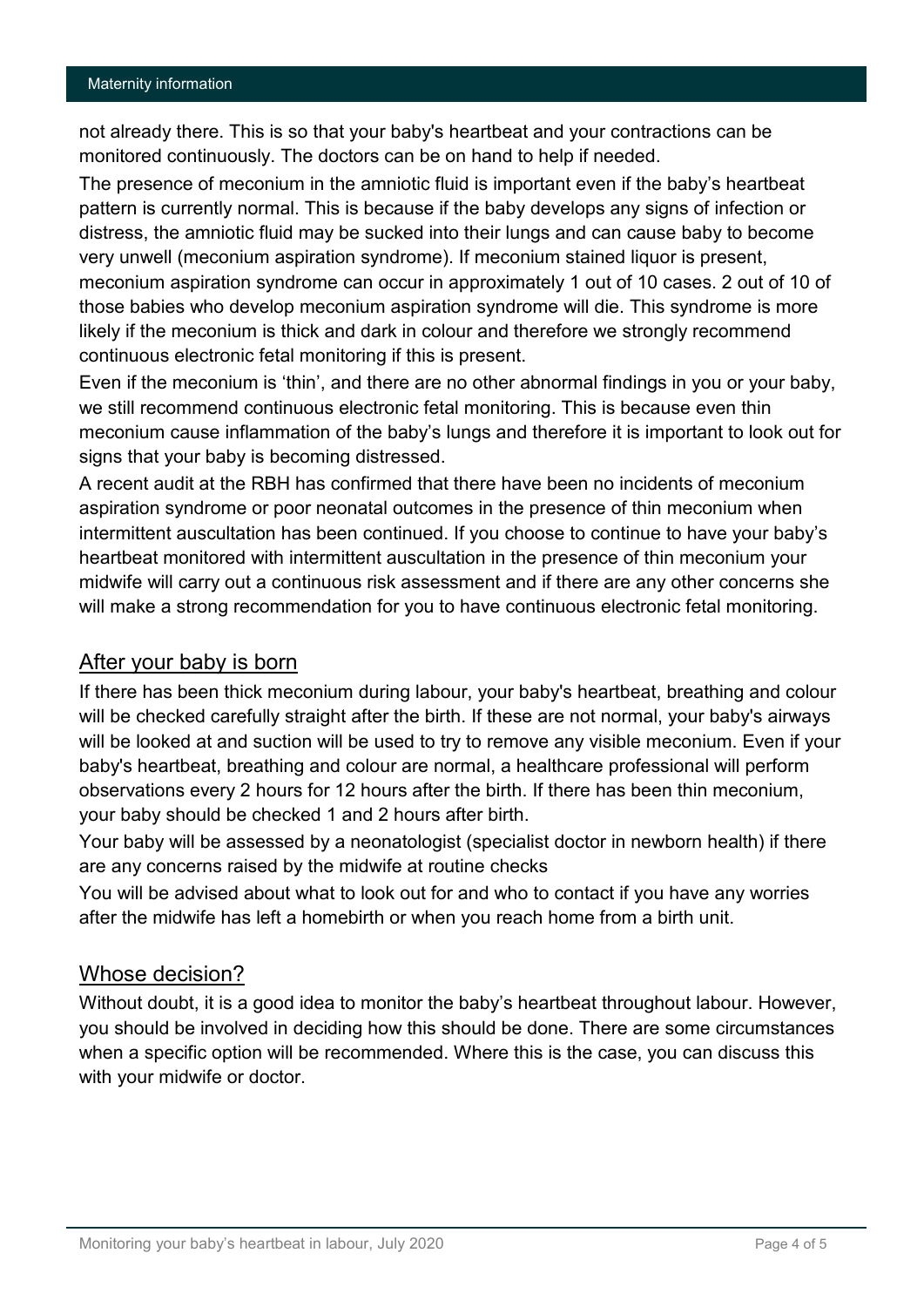not already there. This is so that your baby's heartbeat and your contractions can be monitored continuously. The doctors can be on hand to help if needed.

The presence of meconium in the amniotic fluid is important even if the baby's heartbeat pattern is currently normal. This is because if the baby develops any signs of infection or distress, the amniotic fluid may be sucked into their lungs and can cause baby to become very unwell (meconium aspiration syndrome). If meconium stained liquor is present, meconium aspiration syndrome can occur in approximately 1 out of 10 cases. 2 out of 10 of those babies who develop meconium aspiration syndrome will die. This syndrome is more likely if the meconium is thick and dark in colour and therefore we strongly recommend continuous electronic fetal monitoring if this is present.

Even if the meconium is 'thin', and there are no other abnormal findings in you or your baby, we still recommend continuous electronic fetal monitoring. This is because even thin meconium cause inflammation of the baby's lungs and therefore it is important to look out for signs that your baby is becoming distressed.

A recent audit at the RBH has confirmed that there have been no incidents of meconium aspiration syndrome or poor neonatal outcomes in the presence of thin meconium when intermittent auscultation has been continued. If you choose to continue to have your baby's heartbeat monitored with intermittent auscultation in the presence of thin meconium your midwife will carry out a continuous risk assessment and if there are any other concerns she will make a strong recommendation for you to have continuous electronic fetal monitoring.

## After your baby is born

If there has been thick meconium during labour, your baby's heartbeat, breathing and colour will be checked carefully straight after the birth. If these are not normal, your baby's airways will be looked at and suction will be used to try to remove any visible meconium. Even if your baby's heartbeat, breathing and colour are normal, a healthcare professional will perform observations every 2 hours for 12 hours after the birth. If there has been thin meconium, your baby should be checked 1 and 2 hours after birth.

Your baby will be assessed by a neonatologist (specialist doctor in newborn health) if there are any concerns raised by the midwife at routine checks

You will be advised about what to look out for and who to contact if you have any worries after the midwife has left a homebirth or when you reach home from a birth unit.

## Whose decision?

Without doubt, it is a good idea to monitor the baby's heartbeat throughout labour. However, you should be involved in deciding how this should be done. There are some circumstances when a specific option will be recommended. Where this is the case, you can discuss this with your midwife or doctor.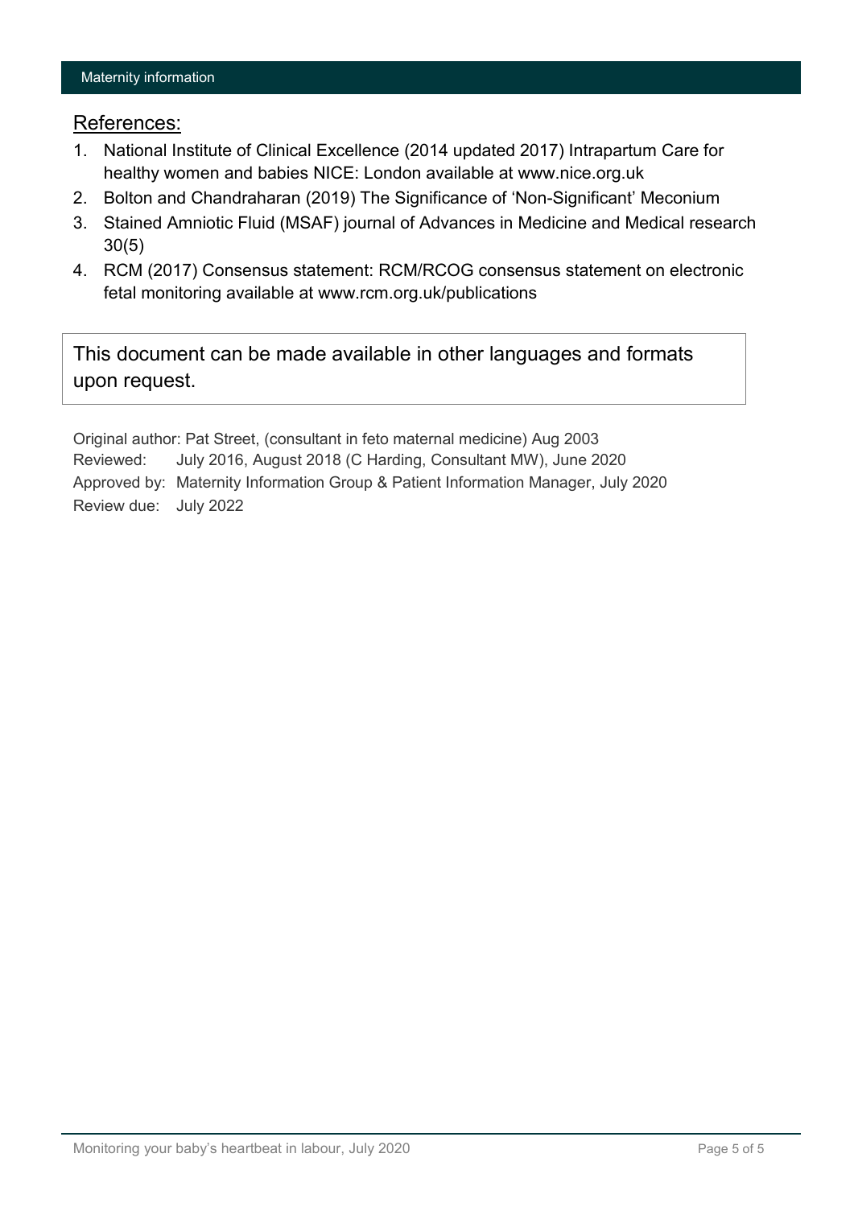## References:

1. National Institute of Clinical Excellence (2014 updated 2017) Intrapartum Care for healthy women and babies NICE: London available at www.nice.org.uk
2. Bolton and Chandraharan (2019) The Significance of 'Non-Significant' Meconium
3. Stained Amniotic Fluid (MSAF) journal of Advances in Medicine and Medical research 30(5)
4. RCM (2017) Consensus statement: RCM/RCOG consensus statement on electronic fetal monitoring available at www.rcm.org.uk/publications

This document can be made available in other languages and formats upon request.

Original author: Pat Street, (consultant in feto maternal medicine) Aug 2003
Reviewed: July 2016, August 2018 (C Harding, Consultant MW), June 2020
Approved by: Maternity Information Group & Patient Information Manager, July 2020
Review due: July 2022